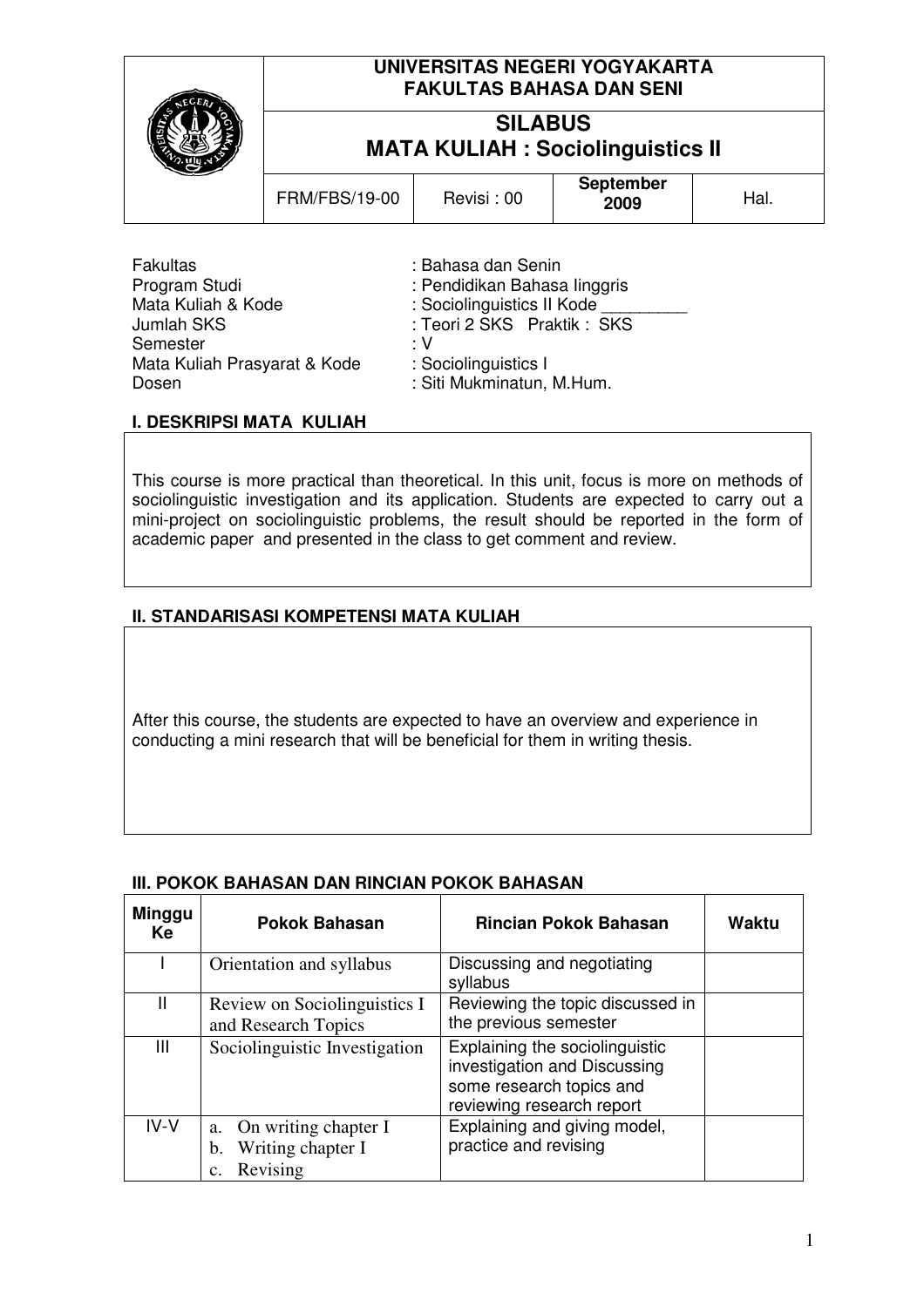| | UNIVERSITAS NEGERI YOGYAKARTA<br>FAKULTAS BAHASA DAN SENI | | | |
|---|---|---|---|---|
| | **SILABUS**<br>**MATA KULIAH : Sociolinguistics II** | | | |
| | FRM/FBS/19-00 | Revisi : 00 | September 2009 | Hal. |

Fakultas : Bahasa dan Senin
Program Studi : Pendidikan Bahasa Iinggris
Mata Kuliah & Kode : Sociolinguistics II Kode _________
Jumlah SKS : Teori 2 SKS Praktik : SKS
Semester : V
Mata Kuliah Prasyarat & Kode : Sociolinguistics I
Dosen : Siti Mukminatun, M.Hum.

## I. DESKRIPSI MATA KULIAH

This course is more practical than theoretical. In this unit, focus is more on methods of sociolinguistic investigation and its application. Students are expected to carry out a mini-project on sociolinguistic problems, the result should be reported in the form of academic paper and presented in the class to get comment and review.

## II. STANDARISASI KOMPETENSI MATA KULIAH

After this course, the students are expected to have an overview and experience in conducting a mini research that will be beneficial for them in writing thesis.

## III. POKOK BAHASAN DAN RINCIAN POKOK BAHASAN

| Minggu Ke | Pokok Bahasan | Rincian Pokok Bahasan | Waktu |
|---|---|---|---|
| I | Orientation and syllabus | Discussing and negotiating syllabus | |
| II | Review on Sociolinguistics I and Research Topics | Reviewing the topic discussed in the previous semester | |
| III | Sociolinguistic Investigation | Explaining the sociolinguistic investigation and Discussing some research topics and reviewing research report | |
| IV-V | a. On writing chapter I<br>b. Writing chapter I<br>c. Revising | Explaining and giving model, practice and revising | |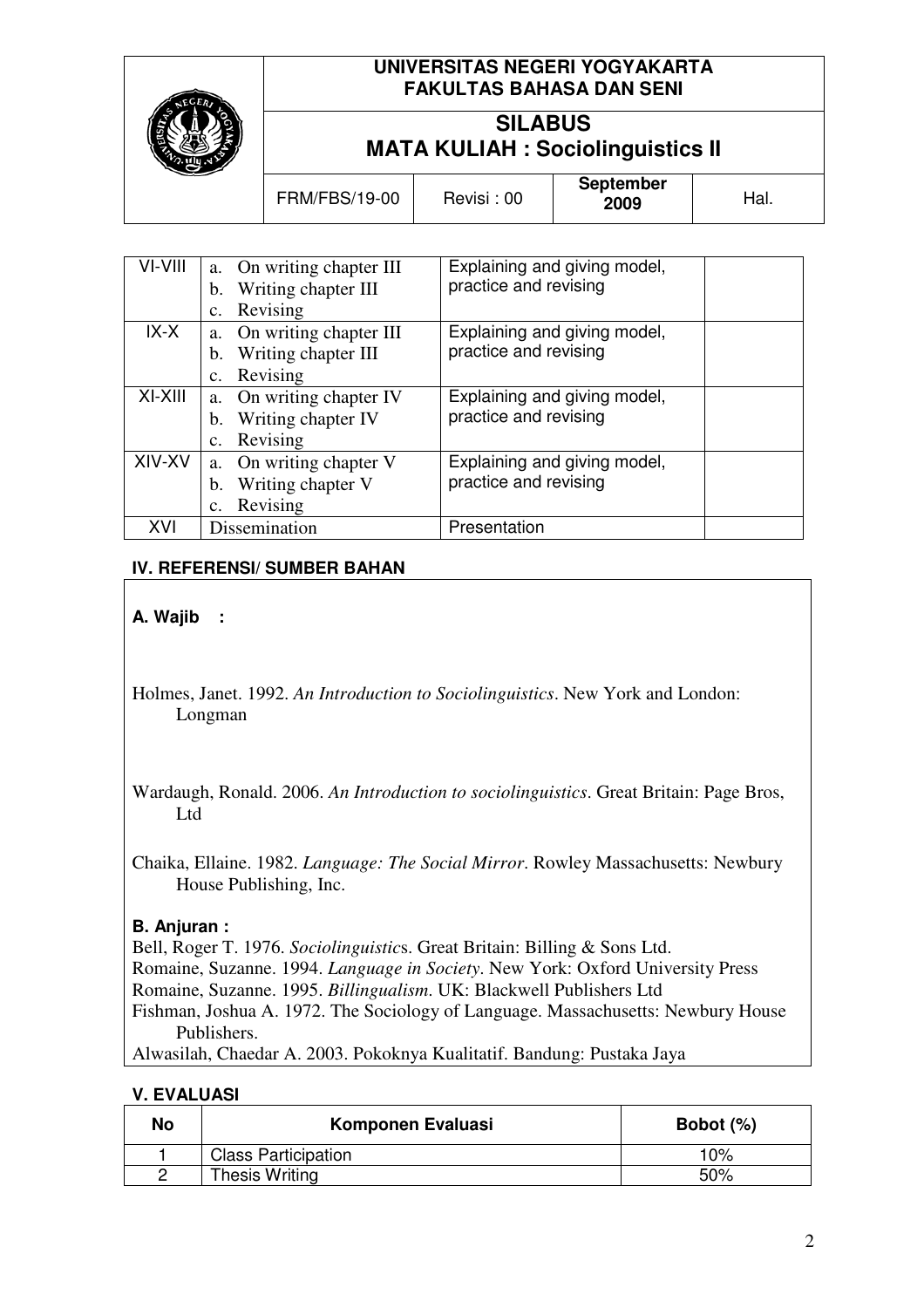| VI-VIII | a. On writing chapter III<br>b. Writing chapter III<br>c. Revising | Explaining and giving model, practice and revising | |
|---|---|---|---|
| IX-X | a. On writing chapter III<br>b. Writing chapter III<br>c. Revising | Explaining and giving model, practice and revising | |
| XI-XIII | a. On writing chapter IV<br>b. Writing chapter IV<br>c. Revising | Explaining and giving model, practice and revising | |
| XIV-XV | a. On writing chapter V<br>b. Writing chapter V<br>c. Revising | Explaining and giving model, practice and revising | |
| XVI | Dissemination | Presentation | |

## IV. REFERENSI/ SUMBER BAHAN

**A. Wajib :**

Holmes, Janet. 1992. *An Introduction to Sociolinguistics*. New York and London: Longman

Wardaugh, Ronald. 2006. *An Introduction to sociolinguistics*. Great Britain: Page Bros, Ltd

Chaika, Ellaine. 1982. *Language: The Social Mirror*. Rowley Massachusetts: Newbury House Publishing, Inc.

**B. Anjuran :**

Bell, Roger T. 1976. *Sociolinguistics*. Great Britain: Billing & Sons Ltd.
Romaine, Suzanne. 1994. *Language in Society*. New York: Oxford University Press
Romaine, Suzanne. 1995. *Billingualism*. UK: Blackwell Publishers Ltd
Fishman, Joshua A. 1972. The Sociology of Language. Massachusetts: Newbury House Publishers.
Alwasilah, Chaedar A. 2003. Pokoknya Kualitatif. Bandung: Pustaka Jaya

## V. EVALUASI

| No | Komponen Evaluasi | Bobot (%) |
|---|---|---|
| 1 | Class Participation | 10% |
| 2 | Thesis Writing | 50% |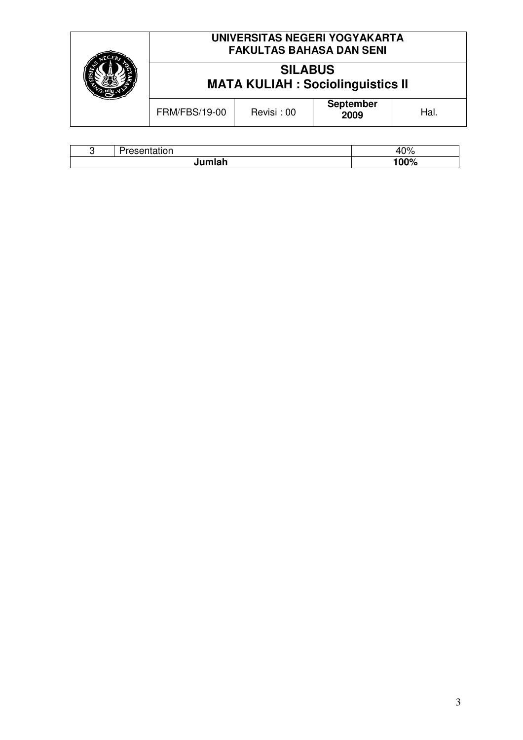| | | |
|---|---|---|
| 3 | Presentation | 40% |
| **Jumlah** | | **100%** |